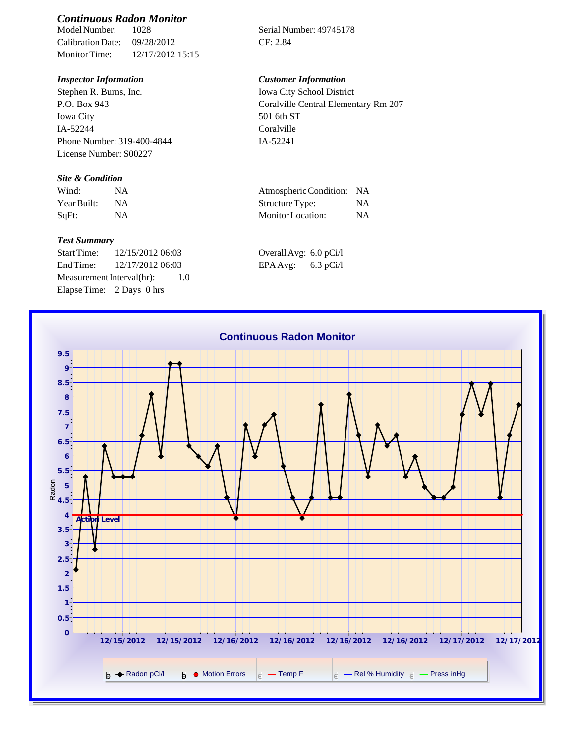## *Continuous Radon Monitor*

Model Number: 1028
Calibration Date: 09/28/2012
Monitor Time: 12/17/2012 15:15

Serial Number: 49745178
CF: 2.84

### *Inspector Information*

Stephen R. Burns, Inc.
P.O. Box 943
Iowa City
IA-52244
Phone Number: 319-400-4844
License Number: S00227

### *Customer Information*

Iowa City School District
Coralville Central Elementary Rm 207
501 6th ST
Coralville
IA-52241

### *Site & Condition*

| | | | |
|---|---|---|---|
| Wind: | NA | Atmospheric Condition: | NA |
| Year Built: | NA | Structure Type: | NA |
| SqFt: | NA | Monitor Location: | NA |

### *Test Summary*

Start Time: 12/15/2012 06:03
End Time: 12/17/2012 06:03
Measurement Interval(hr): 1.0
Elapse Time: 2 Days 0 hrs

Overall Avg: 6.0 pCi/l
EPA Avg: 6.3 pCi/l

**Continuous Radon Monitor**

Radon

Action Level

12/15/2012 12/15/2012 12/16/2012 12/16/2012 12/16/2012 12/16/2012 12/17/2012 12/17/2012

Radon pCi/l | Motion Errors | Temp F | Rel % Humidity | Press inHg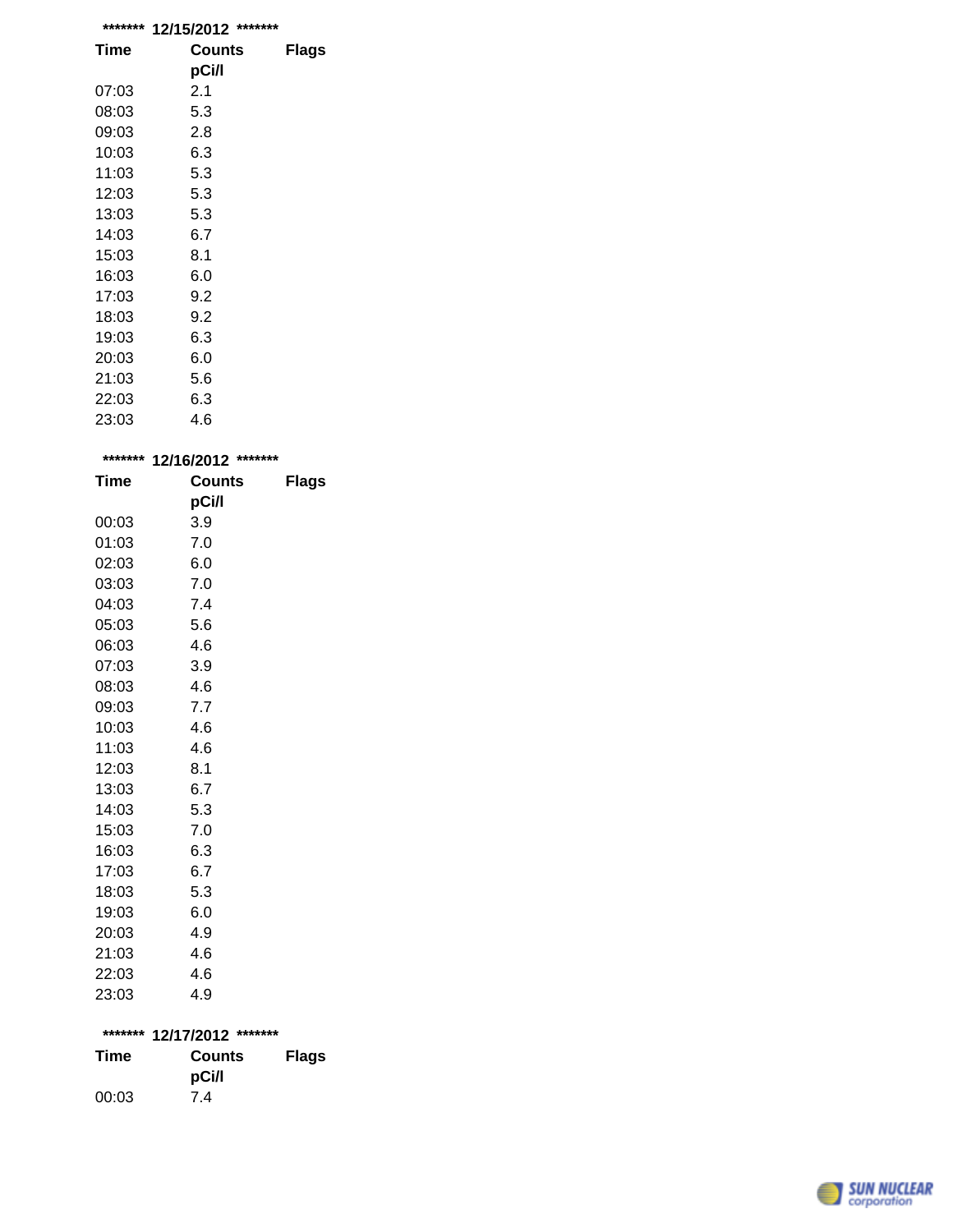******* 12/15/2012 *******

| Time | Counts pCi/l | Flags |
|---|---|---|
| 07:03 | 2.1 | |
| 08:03 | 5.3 | |
| 09:03 | 2.8 | |
| 10:03 | 6.3 | |
| 11:03 | 5.3 | |
| 12:03 | 5.3 | |
| 13:03 | 5.3 | |
| 14:03 | 6.7 | |
| 15:03 | 8.1 | |
| 16:03 | 6.0 | |
| 17:03 | 9.2 | |
| 18:03 | 9.2 | |
| 19:03 | 6.3 | |
| 20:03 | 6.0 | |
| 21:03 | 5.6 | |
| 22:03 | 6.3 | |
| 23:03 | 4.6 | |

******* 12/16/2012 *******

| Time | Counts pCi/l | Flags |
|---|---|---|
| 00:03 | 3.9 | |
| 01:03 | 7.0 | |
| 02:03 | 6.0 | |
| 03:03 | 7.0 | |
| 04:03 | 7.4 | |
| 05:03 | 5.6 | |
| 06:03 | 4.6 | |
| 07:03 | 3.9 | |
| 08:03 | 4.6 | |
| 09:03 | 7.7 | |
| 10:03 | 4.6 | |
| 11:03 | 4.6 | |
| 12:03 | 8.1 | |
| 13:03 | 6.7 | |
| 14:03 | 5.3 | |
| 15:03 | 7.0 | |
| 16:03 | 6.3 | |
| 17:03 | 6.7 | |
| 18:03 | 5.3 | |
| 19:03 | 6.0 | |
| 20:03 | 4.9 | |
| 21:03 | 4.6 | |
| 22:03 | 4.6 | |
| 23:03 | 4.9 | |

******* 12/17/2012 *******

| Time | Counts pCi/l | Flags |
|---|---|---|
| 00:03 | 7.4 | |

SUN NUCLEAR corporation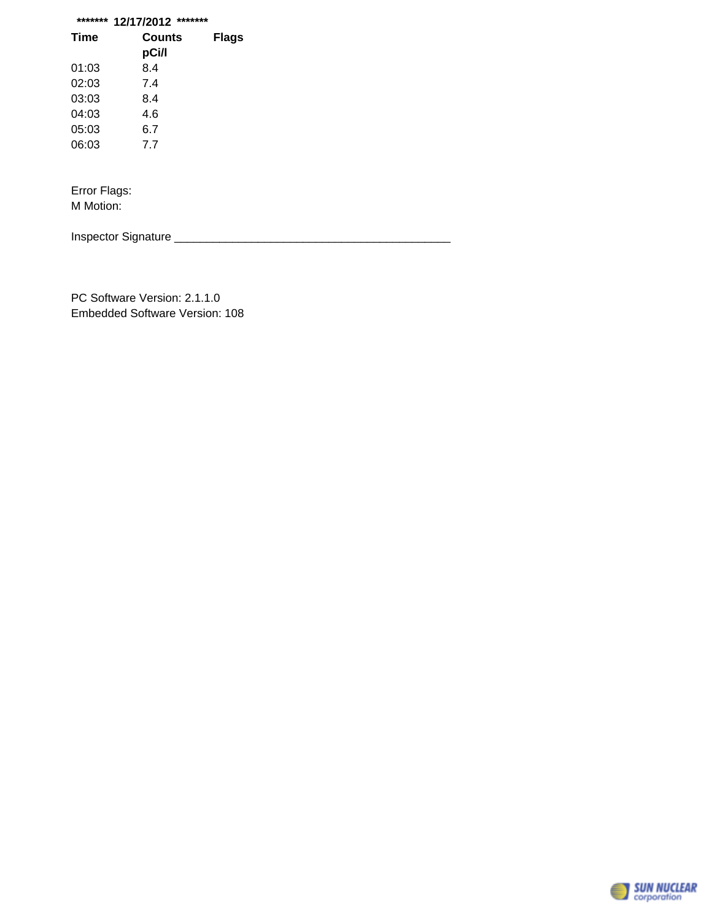**\*\*\*\*\*\*\* 12/17/2012 \*\*\*\*\*\*\***

| Time | Counts pCi/l | Flags |
|---|---|---|
| 01:03 | 8.4 | |
| 02:03 | 7.4 | |
| 03:03 | 8.4 | |
| 04:03 | 4.6 | |
| 05:03 | 6.7 | |
| 06:03 | 7.7 | |

Error Flags:
M Motion:

Inspector Signature ___________________________________________

PC Software Version: 2.1.1.0
Embedded Software Version: 108